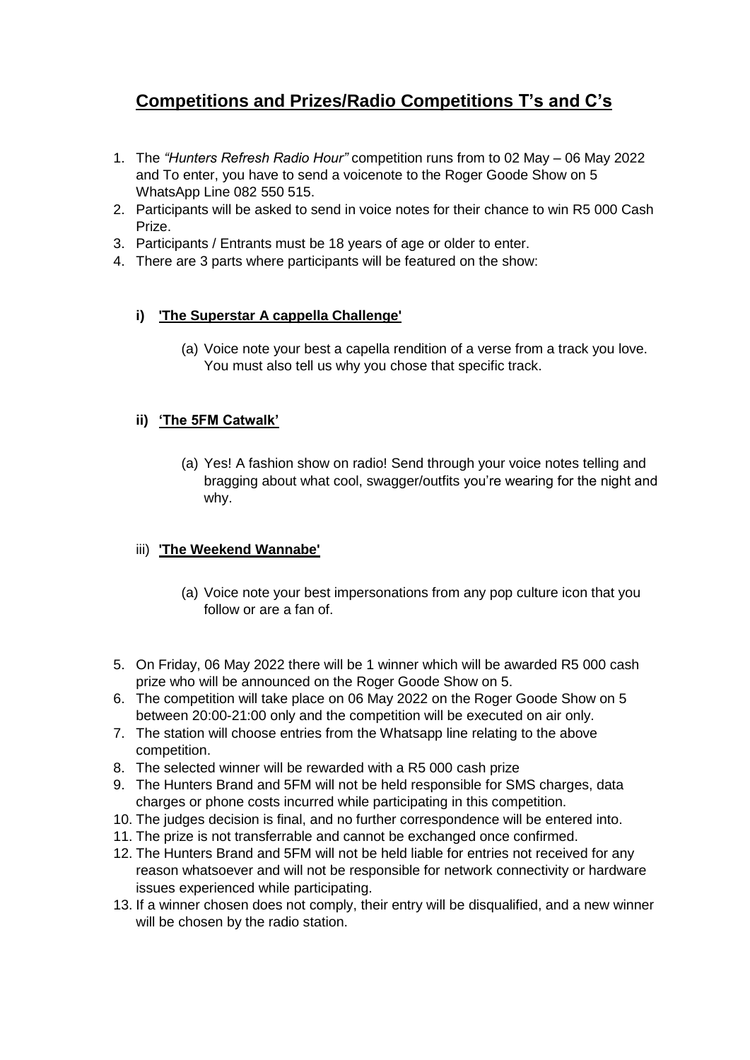# **Competitions and Prizes/Radio Competitions T's and C's**

1. The *"Hunters Refresh Radio Hour"* competition runs from to 02 May – 06 May 2022 and To enter, you have to send a voicenote to the Roger Goode Show on 5 WhatsApp Line 082 550 515.
2. Participants will be asked to send in voice notes for their chance to win R5 000 Cash Prize.
3. Participants / Entrants must be 18 years of age or older to enter.
4. There are 3 parts where participants will be featured on the show:

   **i) 'The Superstar A cappella Challenge'**

      (a) Voice note your best a capella rendition of a verse from a track you love. You must also tell us why you chose that specific track.

   **ii) 'The 5FM Catwalk'**

      (a) Yes! A fashion show on radio! Send through your voice notes telling and bragging about what cool, swagger/outfits you're wearing for the night and why.

   iii) **'The Weekend Wannabe'**

      (a) Voice note your best impersonations from any pop culture icon that you follow or are a fan of.

5. On Friday, 06 May 2022 there will be 1 winner which will be awarded R5 000 cash prize who will be announced on the Roger Goode Show on 5.
6. The competition will take place on 06 May 2022 on the Roger Goode Show on 5 between 20:00-21:00 only and the competition will be executed on air only.
7. The station will choose entries from the Whatsapp line relating to the above competition.
8. The selected winner will be rewarded with a R5 000 cash prize
9. The Hunters Brand and 5FM will not be held responsible for SMS charges, data charges or phone costs incurred while participating in this competition.
10. The judges decision is final, and no further correspondence will be entered into.
11. The prize is not transferrable and cannot be exchanged once confirmed.
12. The Hunters Brand and 5FM will not be held liable for entries not received for any reason whatsoever and will not be responsible for network connectivity or hardware issues experienced while participating.
13. If a winner chosen does not comply, their entry will be disqualified, and a new winner will be chosen by the radio station.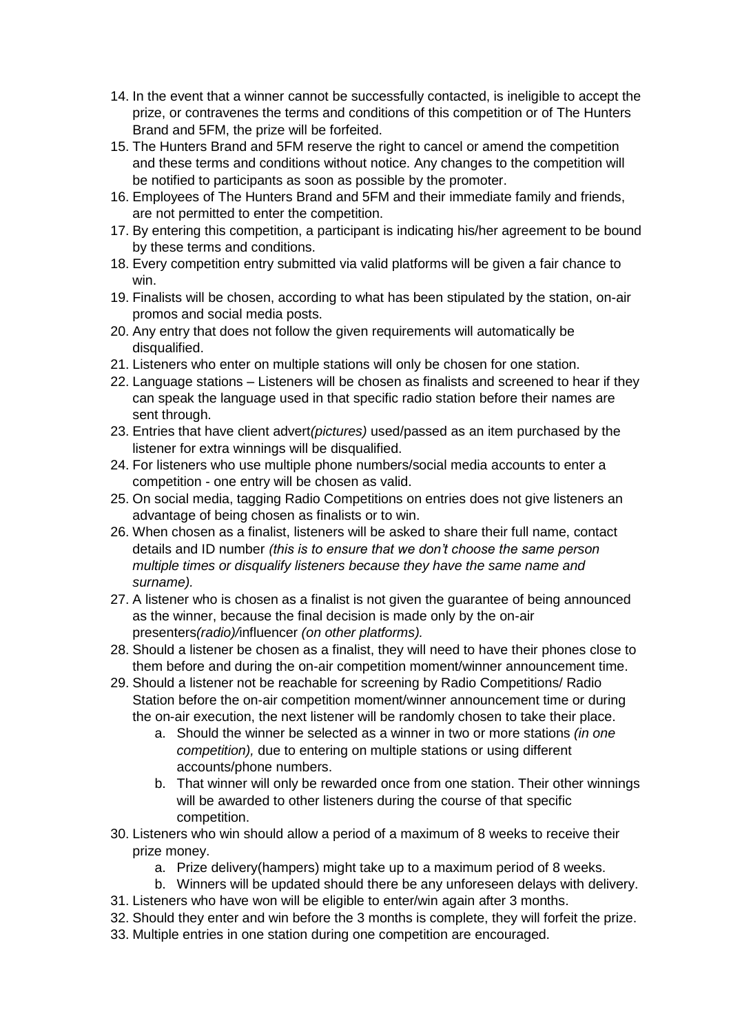14. In the event that a winner cannot be successfully contacted, is ineligible to accept the prize, or contravenes the terms and conditions of this competition or of The Hunters Brand and 5FM, the prize will be forfeited.
15. The Hunters Brand and 5FM reserve the right to cancel or amend the competition and these terms and conditions without notice. Any changes to the competition will be notified to participants as soon as possible by the promoter.
16. Employees of The Hunters Brand and 5FM and their immediate family and friends, are not permitted to enter the competition.
17. By entering this competition, a participant is indicating his/her agreement to be bound by these terms and conditions.
18. Every competition entry submitted via valid platforms will be given a fair chance to win.
19. Finalists will be chosen, according to what has been stipulated by the station, on-air promos and social media posts.
20. Any entry that does not follow the given requirements will automatically be disqualified.
21. Listeners who enter on multiple stations will only be chosen for one station.
22. Language stations – Listeners will be chosen as finalists and screened to hear if they can speak the language used in that specific radio station before their names are sent through.
23. Entries that have client advert*(pictures)* used/passed as an item purchased by the listener for extra winnings will be disqualified.
24. For listeners who use multiple phone numbers/social media accounts to enter a competition - one entry will be chosen as valid.
25. On social media, tagging Radio Competitions on entries does not give listeners an advantage of being chosen as finalists or to win.
26. When chosen as a finalist, listeners will be asked to share their full name, contact details and ID number *(this is to ensure that we don't choose the same person multiple times or disqualify listeners because they have the same name and surname).*
27. A listener who is chosen as a finalist is not given the guarantee of being announced as the winner, because the final decision is made only by the on-air presenters*(radio)/*influencer *(on other platforms).*
28. Should a listener be chosen as a finalist, they will need to have their phones close to them before and during the on-air competition moment/winner announcement time.
29. Should a listener not be reachable for screening by Radio Competitions/ Radio Station before the on-air competition moment/winner announcement time or during the on-air execution, the next listener will be randomly chosen to take their place.
    a. Should the winner be selected as a winner in two or more stations *(in one competition),* due to entering on multiple stations or using different accounts/phone numbers.
    b. That winner will only be rewarded once from one station. Their other winnings will be awarded to other listeners during the course of that specific competition.
30. Listeners who win should allow a period of a maximum of 8 weeks to receive their prize money.
    a. Prize delivery(hampers) might take up to a maximum period of 8 weeks.
    b. Winners will be updated should there be any unforeseen delays with delivery.
31. Listeners who have won will be eligible to enter/win again after 3 months.
32. Should they enter and win before the 3 months is complete, they will forfeit the prize.
33. Multiple entries in one station during one competition are encouraged.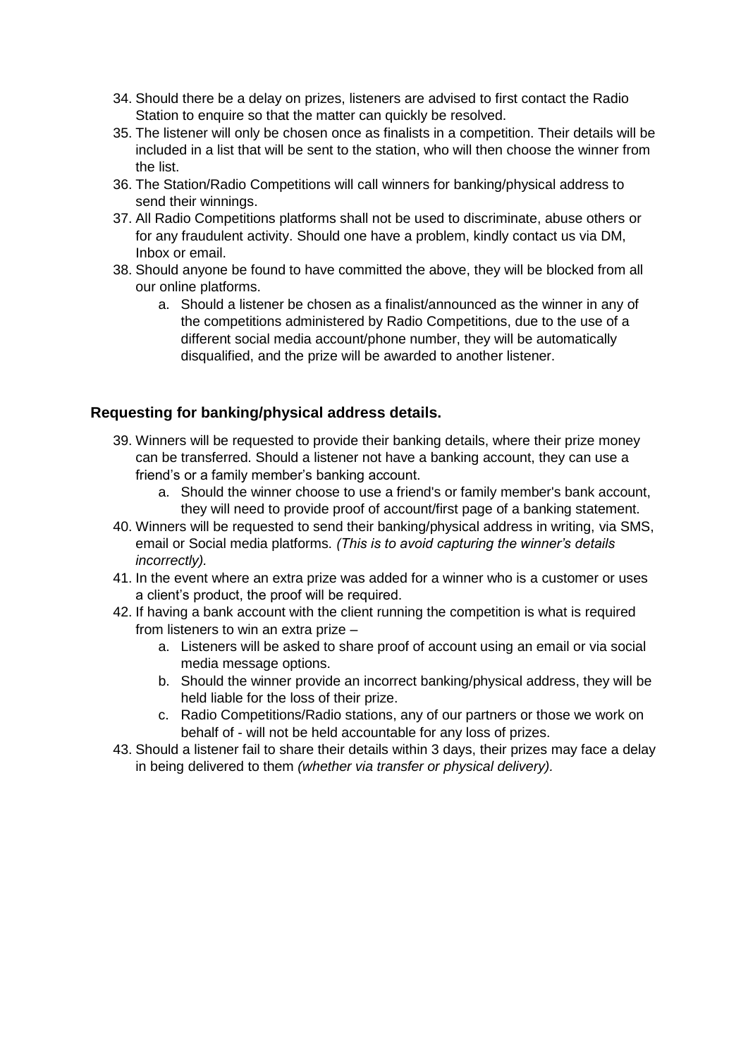34. Should there be a delay on prizes, listeners are advised to first contact the Radio Station to enquire so that the matter can quickly be resolved.
35. The listener will only be chosen once as finalists in a competition. Their details will be included in a list that will be sent to the station, who will then choose the winner from the list.
36. The Station/Radio Competitions will call winners for banking/physical address to send their winnings.
37. All Radio Competitions platforms shall not be used to discriminate, abuse others or for any fraudulent activity. Should one have a problem, kindly contact us via DM, Inbox or email.
38. Should anyone be found to have committed the above, they will be blocked from all our online platforms.
    a. Should a listener be chosen as a finalist/announced as the winner in any of the competitions administered by Radio Competitions, due to the use of a different social media account/phone number, they will be automatically disqualified, and the prize will be awarded to another listener.

### Requesting for banking/physical address details.

39. Winners will be requested to provide their banking details, where their prize money can be transferred. Should a listener not have a banking account, they can use a friend's or a family member's banking account.
    a. Should the winner choose to use a friend's or family member's bank account, they will need to provide proof of account/first page of a banking statement.
40. Winners will be requested to send their banking/physical address in writing, via SMS, email or Social media platforms. *(This is to avoid capturing the winner's details incorrectly).*
41. In the event where an extra prize was added for a winner who is a customer or uses a client's product, the proof will be required.
42. If having a bank account with the client running the competition is what is required from listeners to win an extra prize –
    a. Listeners will be asked to share proof of account using an email or via social media message options.
    b. Should the winner provide an incorrect banking/physical address, they will be held liable for the loss of their prize.
    c. Radio Competitions/Radio stations, any of our partners or those we work on behalf of - will not be held accountable for any loss of prizes.
43. Should a listener fail to share their details within 3 days, their prizes may face a delay in being delivered to them *(whether via transfer or physical delivery).*